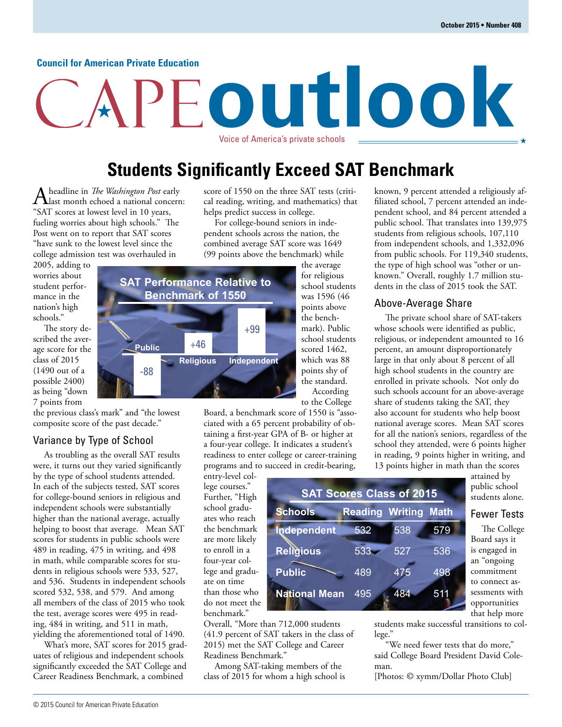**Council for American Private Education**

# CAPE outlook

Voice of America's private schools

## Students Significantly Exceed SAT Benchmark

A headline in *The Washington Post* early last month echoed a national concern: "SAT scores at lowest level in 10 years, fueling worries about high schools." The Post went on to report that SAT scores "have sunk to the lowest level since the college admission test was overhauled in 2005, adding to worries about student performance in the nation's high schools."

The story described the average score for the class of 2015 (1490 out of a possible 2400) as being "down 7 points from the previous class's mark" and "the lowest composite score of the past decade."

**SAT Performance Relative to Benchmark of 1550**

| Public | Religious | Independent |
|---|---|---|
| -88 | +46 | +99 |

### Variance by Type of School

As troubling as the overall SAT results were, it turns out they varied significantly by the type of school students attended. In each of the subjects tested, SAT scores for college-bound seniors in religious and independent schools were substantially higher than the national average, actually helping to boost that average. Mean SAT scores for students in public schools were 489 in reading, 475 in writing, and 498 in math, while comparable scores for students in religious schools were 533, 527, and 536. Students in independent schools scored 532, 538, and 579. And among all members of the class of 2015 who took the test, average scores were 495 in reading, 484 in writing, and 511 in math, yielding the aforementioned total of 1490.

What's more, SAT scores for 2015 graduates of religious and independent schools significantly exceeded the SAT College and Career Readiness Benchmark, a combined score of 1550 on the three SAT tests (critical reading, writing, and mathematics) that helps predict success in college.

For college-bound seniors in independent schools across the nation, the combined average SAT score was 1649 (99 points above the benchmark) while the average for religious school students was 1596 (46 points above the benchmark). Public school students scored 1462, which was 88 points shy of the standard.

According to the College Board, a benchmark score of 1550 is "associated with a 65 percent probability of obtaining a first-year GPA of B- or higher at a four-year college. It indicates a student's readiness to enter college or career-training programs and to succeed in credit-bearing, entry-level college courses." Further, "High school graduates who reach the benchmark are more likely to enroll in a four-year college and graduate on time than those who do not meet the benchmark."

**SAT Scores Class of 2015**

| Schools | Reading | Writing | Math |
|---|---|---|---|
| Independent | 532 | 538 | 579 |
| Religious | 533 | 527 | 536 |
| Public | 489 | 475 | 498 |
| National Mean | 495 | 484 | 511 |

Overall, "More than 712,000 students (41.9 percent of SAT takers in the class of 2015) met the SAT College and Career Readiness Benchmark."

Among SAT-taking members of the class of 2015 for whom a high school is known, 9 percent attended a religiously affiliated school, 7 percent attended an independent school, and 84 percent attended a public school. That translates into 139,975 students from religious schools, 107,110 from independent schools, and 1,332,096 from public schools. For 119,340 students, the type of high school was "other or unknown." Overall, roughly 1.7 million students in the class of 2015 took the SAT.

### Above-Average Share

The private school share of SAT-takers whose schools were identified as public, religious, or independent amounted to 16 percent, an amount disproportionately large in that only about 8 percent of all high school students in the country are enrolled in private schools. Not only do such schools account for an above-average share of students taking the SAT, they also account for students who help boost national average scores. Mean SAT scores for all the nation's seniors, regardless of the school they attended, were 6 points higher in reading, 9 points higher in writing, and 13 points higher in math than the scores attained by public school students alone.

### Fewer Tests

The College Board says it is engaged in an "ongoing commitment to connect assessments with opportunities that help more students make successful transitions to college."

"We need fewer tests that do more," said College Board President David Coleman.

[Photos: © xymm/Dollar Photo Club]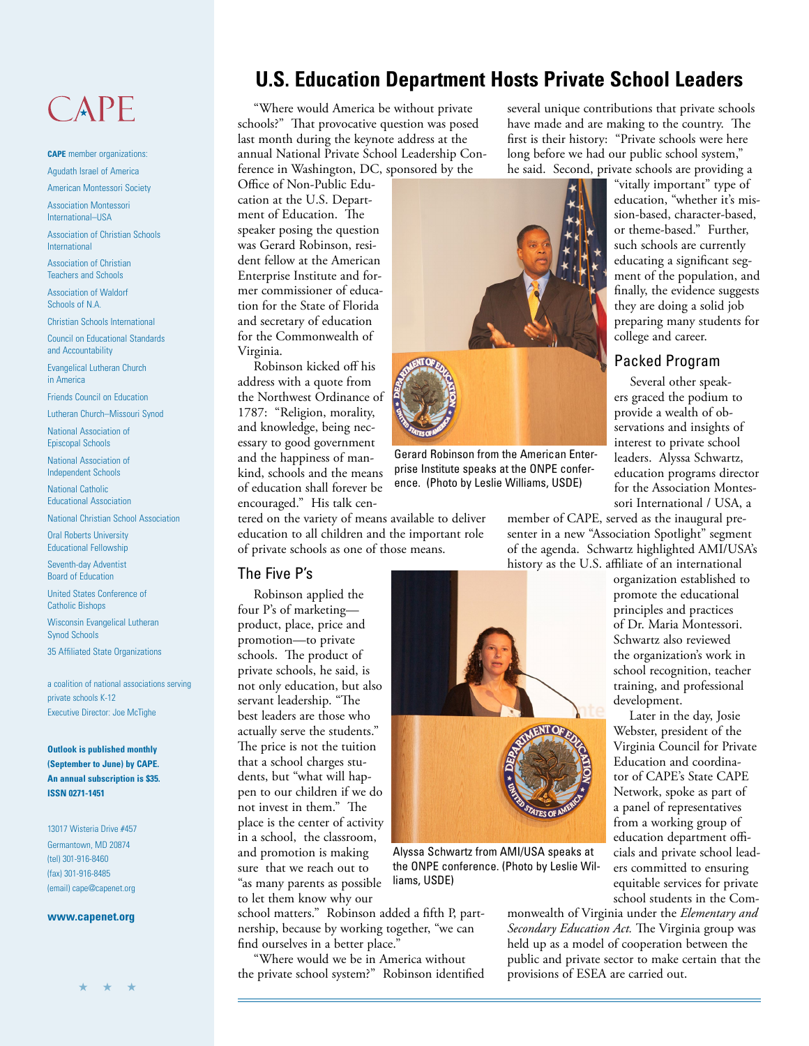# U.S. Education Department Hosts Private School Leaders

"Where would America be without private schools?" That provocative question was posed last month during the keynote address at the annual National Private School Leadership Conference in Washington, DC, sponsored by the Office of Non-Public Education at the U.S. Department of Education. The speaker posing the question was Gerard Robinson, resident fellow at the American Enterprise Institute and former commissioner of education for the State of Florida and secretary of education for the Commonwealth of Virginia.

Robinson kicked off his address with a quote from the Northwest Ordinance of 1787: "Religion, morality, and knowledge, being necessary to good government and the happiness of mankind, schools and the means of education shall forever be encouraged." His talk centered on the variety of means available to deliver education to all children and the important role of private schools as one of those means.

Gerard Robinson from the American Enterprise Institute speaks at the ONPE conference. (Photo by Leslie Williams, USDE)

## The Five P's

Robinson applied the four P's of marketing—product, place, price and promotion—to private schools. The product of private schools, he said, is not only education, but also servant leadership. "The best leaders are those who actually serve the students." The price is not the tuition that a school charges students, but "what will happen to our children if we do not invest in them." The place is the center of activity in a school, the classroom, and promotion is making sure that we reach out to "as many parents as possible to let them know why our school matters." Robinson added a fifth P, partnership, because by working together, "we can find ourselves in a better place."

"Where would we be in America without the private school system?" Robinson identified several unique contributions that private schools have made and are making to the country. The first is their history: "Private schools were here long before we had our public school system," he said. Second, private schools are providing a "vitally important" type of education, "whether it's mission-based, character-based, or theme-based." Further, such schools are currently educating a significant segment of the population, and finally, the evidence suggests they are doing a solid job preparing many students for college and career.

## Packed Program

Several other speakers graced the podium to provide a wealth of observations and insights of interest to private school leaders. Alyssa Schwartz, education programs director for the Association Montessori International / USA, a member of CAPE, served as the inaugural presenter in a new "Association Spotlight" segment of the agenda. Schwartz highlighted AMI/USA's history as the U.S. affiliate of an international organization established to promote the educational principles and practices of Dr. Maria Montessori. Schwartz also reviewed the organization's work in school recognition, teacher training, and professional development.

Alyssa Schwartz from AMI/USA speaks at the ONPE conference. (Photo by Leslie Williams, USDE)

Later in the day, Josie Webster, president of the Virginia Council for Private Education and coordinator of CAPE's State CAPE Network, spoke as part of a panel of representatives from a working group of education department officials and private school leaders committed to ensuring equitable services for private school students in the Commonwealth of Virginia under the *Elementary and Secondary Education Act.* The Virginia group was held up as a model of cooperation between the public and private sector to make certain that the provisions of ESEA are carried out.

---

CAPE

**CAPE** member organizations:

- Agudath Israel of America
- American Montessori Society
- Association Montessori International–USA
- Association of Christian Schools International
- Association of Christian Teachers and Schools
- Association of Waldorf Schools of N.A.
- Christian Schools International
- Council on Educational Standards and Accountability
- Evangelical Lutheran Church in America
- Friends Council on Education
- Lutheran Church–Missouri Synod
- National Association of Episcopal Schools
- National Association of Independent Schools
- National Catholic Educational Association
- National Christian School Association
- Oral Roberts University Educational Fellowship
- Seventh-day Adventist Board of Education
- United States Conference of Catholic Bishops
- Wisconsin Evangelical Lutheran Synod Schools
- 35 Affiliated State Organizations

a coalition of national associations serving private schools K-12
Executive Director: Joe McTighe

**Outlook is published monthly (September to June) by CAPE. An annual subscription is $35. ISSN 0271-1451**

13017 Wisteria Drive #457
Germantown, MD 20874
(tel) 301-916-8460
(fax) 301-916-8485
(email) cape@capenet.org

**www.capenet.org**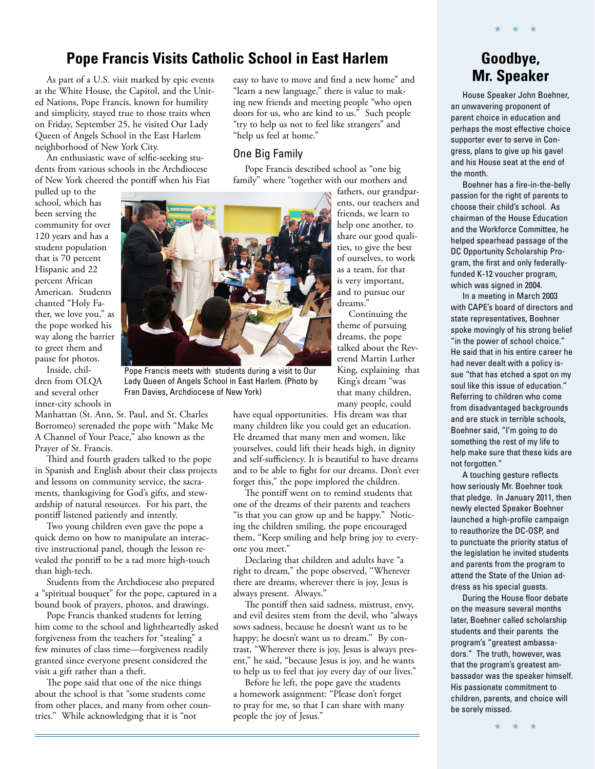# Pope Francis Visits Catholic School in East Harlem

As part of a U.S. visit marked by epic events at the White House, the Capitol, and the United Nations, Pope Francis, known for humility and simplicity, stayed true to those traits when on Friday, September 25, he visited Our Lady Queen of Angels School in the East Harlem neighborhood of New York City.

An enthusiastic wave of selfie-seeking students from various schools in the Archdiocese of New York cheered the pontiff when his Fiat pulled up to the school, which has been serving the community for over 120 years and has a student population that is 70 percent Hispanic and 22 percent African American. Students chanted "Holy Father, we love you," as the pope worked his way along the barrier to greet them and pause for photos.

Inside, children from OLQA and several other inner-city schools in Manhattan (St. Ann, St. Paul, and St. Charles Borromeo) serenaded the pope with "Make Me A Channel of Your Peace," also known as the Prayer of St. Francis.

Third and fourth graders talked to the pope in Spanish and English about their class projects and lessons on community service, the sacraments, thanksgiving for God's gifts, and stewardship of natural resources. For his part, the pontiff listened patiently and intently.

Two young children even gave the pope a quick demo on how to manipulate an interactive instructional panel, though the lesson revealed the pontiff to be a tad more high-touch than high-tech.

Students from the Archdiocese also prepared a "spiritual bouquet" for the pope, captured in a bound book of prayers, photos, and drawings.

Pope Francis thanked students for letting him come to the school and lightheartedly asked forgiveness from the teachers for "stealing" a few minutes of class time—forgiveness readily granted since everyone present considered the visit a gift rather than a theft.

The pope said that one of the nice things about the school is that "some students come from other places, and many from other countries." While acknowledging that it is "not easy to have to move and find a new home" and "learn a new language," there is value to making new friends and meeting people "who open doors for us, who are kind to us." Such people "try to help us not to feel like strangers" and "help us feel at home."

## One Big Family

Pope Francis described school as "one big family" where "together with our mothers and fathers, our grandparents, our teachers and friends, we learn to help one another, to share our good qualities, to give the best of ourselves, to work as a team, for that is very important, and to pursue our dreams."

Pope Francis meets with students during a visit to Our Lady Queen of Angels School in East Harlem. (Photo by Fran Davies, Archdiocese of New York)

Continuing the theme of pursuing dreams, the pope talked about the Reverend Martin Luther King, explaining that King's dream "was that many children, many people, could have equal opportunities. His dream was that many children like you could get an education. He dreamed that many men and women, like yourselves, could lift their heads high, in dignity and self-sufficiency. It is beautiful to have dreams and to be able to fight for our dreams. Don't ever forget this," the pope implored the children.

The pontiff went on to remind students that one of the dreams of their parents and teachers "is that you can grow up and be happy." Noticing the children smiling, the pope encouraged them, "Keep smiling and help bring joy to everyone you meet."

Declaring that children and adults have "a right to dream," the pope observed, "Wherever there are dreams, wherever there is joy, Jesus is always present. Always."

The pontiff then said sadness, mistrust, envy, and evil desires stem from the devil, who "always sows sadness, because he doesn't want us to be happy; he doesn't want us to dream." By contrast, "Wherever there is joy, Jesus is always present," he said, "because Jesus is joy, and he wants to help us to feel that joy every day of our lives."

Before he left, the pope gave the students a homework assignment: "Please don't forget to pray for me, so that I can share with many people the joy of Jesus."

# Goodbye, Mr. Speaker

House Speaker John Boehner, an unwavering proponent of parent choice in education and perhaps the most effective choice supporter ever to serve in Congress, plans to give up his gavel and his House seat at the end of the month.

Boehner has a fire-in-the-belly passion for the right of parents to choose their child's school. As chairman of the House Education and the Workforce Committee, he helped spearhead passage of the DC Opportunity Scholarship Program, the first and only federally-funded K-12 voucher program, which was signed in 2004.

In a meeting in March 2003 with CAPE's board of directors and state representatives, Boehner spoke movingly of his strong belief "in the power of school choice." He said that in his entire career he had never dealt with a policy issue "that has etched a spot on my soul like this issue of education." Referring to children who come from disadvantaged backgrounds and are stuck in terrible schools, Boehner said, "I'm going to do something the rest of my life to help make sure that these kids are not forgotten."

A touching gesture reflects how seriously Mr. Boehner took that pledge. In January 2011, then newly elected Speaker Boehner launched a high-profile campaign to reauthorize the DC-OSP, and to punctuate the priority status of the legislation he invited students and parents from the program to attend the State of the Union address as his special guests.

During the House floor debate on the measure several months later, Boehner called scholarship students and their parents the program's "greatest ambassadors." The truth, however, was that the program's greatest ambassador was the speaker himself. His passionate commitment to children, parents, and choice will be sorely missed.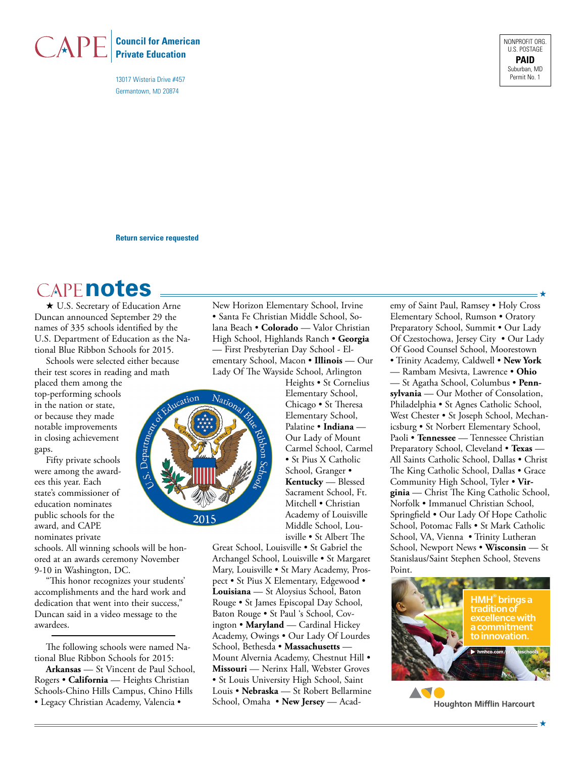CAPE Council for American Private Education

13017 Wisteria Drive #457
Germantown, MD 20874

NONPROFIT ORG.
U.S. POSTAGE
**PAID**
Suburban, MD
Permit No. 1

**Return service requested**

# CAPE notes

★ U.S. Secretary of Education Arne Duncan announced September 29 the names of 335 schools identified by the U.S. Department of Education as the National Blue Ribbon Schools for 2015.

Schools were selected either because their test scores in reading and math placed them among the top-performing schools in the nation or state, or because they made notable improvements in closing achievement gaps.

Fifty private schools were among the awardees this year. Each state's commissioner of education nominates public schools for the award, and CAPE nominates private schools. All winning schools will be honored at an awards ceremony November 9-10 in Washington, DC.

"This honor recognizes your students' accomplishments and the hard work and dedication that went into their success," Duncan said in a video message to the awardees.

---

The following schools were named National Blue Ribbon Schools for 2015:

**Arkansas** — St Vincent de Paul School, Rogers • **California** — Heights Christian Schools-Chino Hills Campus, Chino Hills • Legacy Christian Academy, Valencia • New Horizon Elementary School, Irvine • Santa Fe Christian Middle School, Solana Beach • **Colorado** — Valor Christian High School, Highlands Ranch • **Georgia** — First Presbyterian Day School - Elementary School, Macon • **Illinois** — Our Lady Of The Wayside School, Arlington Heights • St Cornelius Elementary School, Chicago • St Theresa Elementary School, Palatine • **Indiana** — Our Lady of Mount Carmel School, Carmel • St Pius X Catholic School, Granger • **Kentucky** — Blessed Sacrament School, Ft. Mitchell • Christian Academy of Louisville Middle School, Louisville • St Albert The Great School, Louisville • St Gabriel the Archangel School, Louisville • St Margaret Mary, Louisville • St Mary Academy, Prospect • St Pius X Elementary, Edgewood • **Louisiana** — St Aloysius School, Baton Rouge • St James Episcopal Day School, Baton Rouge • St Paul 's School, Covington • **Maryland** — Cardinal Hickey Academy, Owings • Our Lady Of Lourdes School, Bethesda • **Massachusetts** — Mount Alvernia Academy, Chestnut Hill • **Missouri** — Nerinx Hall, Webster Groves • St Louis University High School, Saint Louis • **Nebraska** — St Robert Bellarmine School, Omaha • **New Jersey** — Academy of Saint Paul, Ramsey • Holy Cross Elementary School, Rumson • Oratory Preparatory School, Summit • Our Lady Of Czestochowa, Jersey City • Our Lady Of Good Counsel School, Moorestown • Trinity Academy, Caldwell • **New York** — Rambam Mesivta, Lawrence • **Ohio** — St Agatha School, Columbus • **Pennsylvania** — Our Mother of Consolation, Philadelphia • St Agnes Catholic School, West Chester • St Joseph School, Mechanicsburg • St Norbert Elementary School, Paoli • **Tennessee** — Tennessee Christian Preparatory School, Cleveland • **Texas** — All Saints Catholic School, Dallas • Christ The King Catholic School, Dallas • Grace Community High School, Tyler • **Virginia** — Christ The King Catholic School, Norfolk • Immanuel Christian School, Springfield • Our Lady Of Hope Catholic School, Potomac Falls • St Mark Catholic School, VA, Vienna • Trinity Lutheran School, Newport News • **Wisconsin** — St Stanislaus/Saint Stephen School, Stevens Point.

HMH® brings a tradition of excellence with a commitment to innovation.

hmhco.com/privateschools

Houghton Mifflin Harcourt